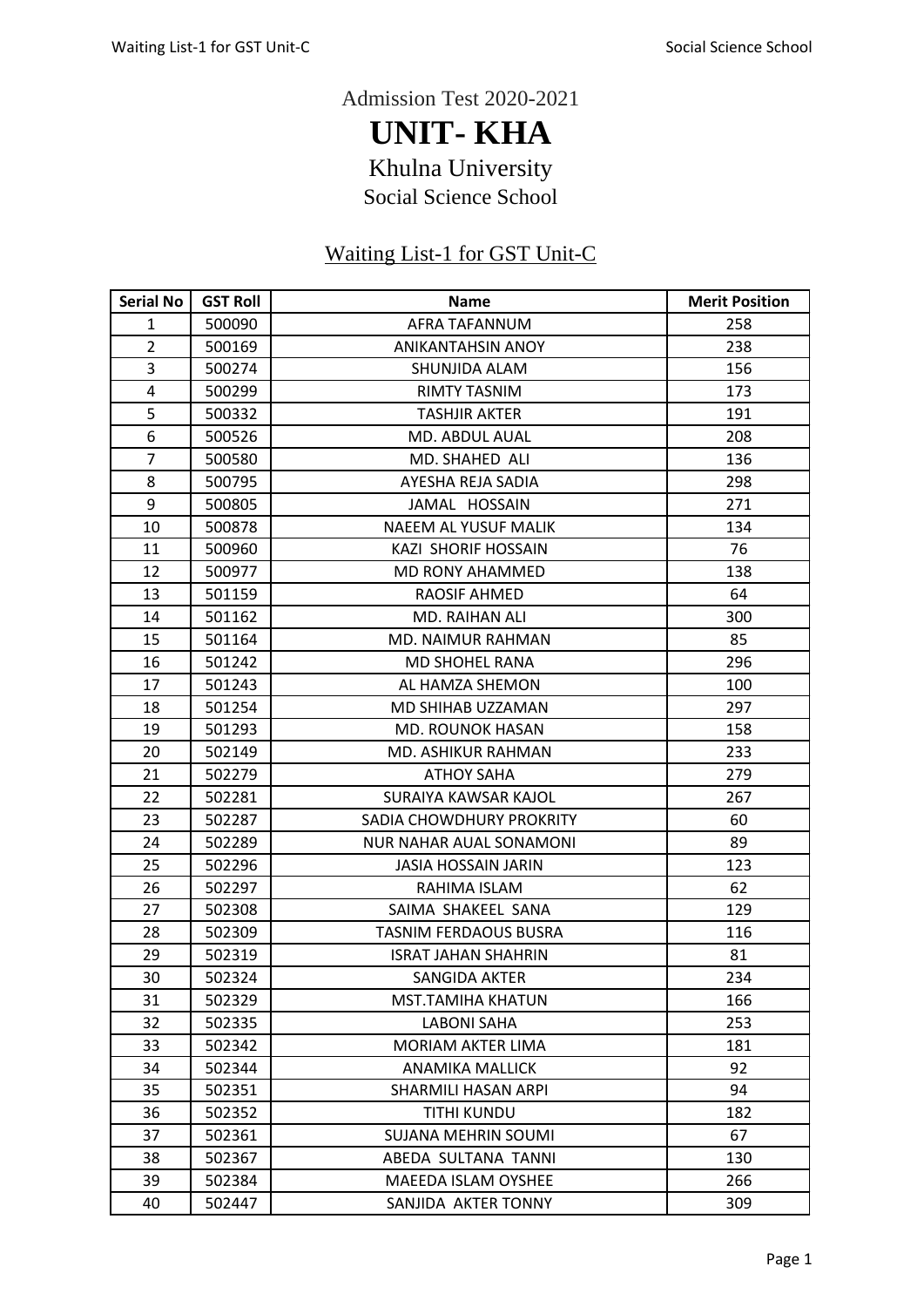Admission Test 2020-2021

# UNIT- KHA

## Khulna University

### Social Science School

### Waiting List-1 for GST Unit-C

| Serial No | GST Roll | Name | Merit Position |
|---|---|---|---|
| 1 | 500090 | AFRA TAFANNUM | 258 |
| 2 | 500169 | ANIKANTAHSIN ANOY | 238 |
| 3 | 500274 | SHUNJIDA ALAM | 156 |
| 4 | 500299 | RIMTY TASNIM | 173 |
| 5 | 500332 | TASHJIR AKTER | 191 |
| 6 | 500526 | MD. ABDUL AUAL | 208 |
| 7 | 500580 | MD. SHAHED ALI | 136 |
| 8 | 500795 | AYESHA REJA SADIA | 298 |
| 9 | 500805 | JAMAL HOSSAIN | 271 |
| 10 | 500878 | NAEEM AL YUSUF MALIK | 134 |
| 11 | 500960 | KAZI SHORIF HOSSAIN | 76 |
| 12 | 500977 | MD RONY AHAMMED | 138 |
| 13 | 501159 | RAOSIF AHMED | 64 |
| 14 | 501162 | MD. RAIHAN ALI | 300 |
| 15 | 501164 | MD. NAIMUR RAHMAN | 85 |
| 16 | 501242 | MD SHOHEL RANA | 296 |
| 17 | 501243 | AL HAMZA SHEMON | 100 |
| 18 | 501254 | MD SHIHAB UZZAMAN | 297 |
| 19 | 501293 | MD. ROUNOK HASAN | 158 |
| 20 | 502149 | MD. ASHIKUR RAHMAN | 233 |
| 21 | 502279 | ATHOY SAHA | 279 |
| 22 | 502281 | SURAIYA KAWSAR KAJOL | 267 |
| 23 | 502287 | SADIA CHOWDHURY PROKRITY | 60 |
| 24 | 502289 | NUR NAHAR AUAL SONAMONI | 89 |
| 25 | 502296 | JASIA HOSSAIN JARIN | 123 |
| 26 | 502297 | RAHIMA ISLAM | 62 |
| 27 | 502308 | SAIMA SHAKEEL SANA | 129 |
| 28 | 502309 | TASNIM FERDAOUS BUSRA | 116 |
| 29 | 502319 | ISRAT JAHAN SHAHRIN | 81 |
| 30 | 502324 | SANGIDA AKTER | 234 |
| 31 | 502329 | MST.TAMIHA KHATUN | 166 |
| 32 | 502335 | LABONI SAHA | 253 |
| 33 | 502342 | MORIAM AKTER LIMA | 181 |
| 34 | 502344 | ANAMIKA MALLICK | 92 |
| 35 | 502351 | SHARMILI HASAN ARPI | 94 |
| 36 | 502352 | TITHI KUNDU | 182 |
| 37 | 502361 | SUJANA MEHRIN SOUMI | 67 |
| 38 | 502367 | ABEDA SULTANA TANNI | 130 |
| 39 | 502384 | MAEEDA ISLAM OYSHEE | 266 |
| 40 | 502447 | SANJIDA AKTER TONNY | 309 |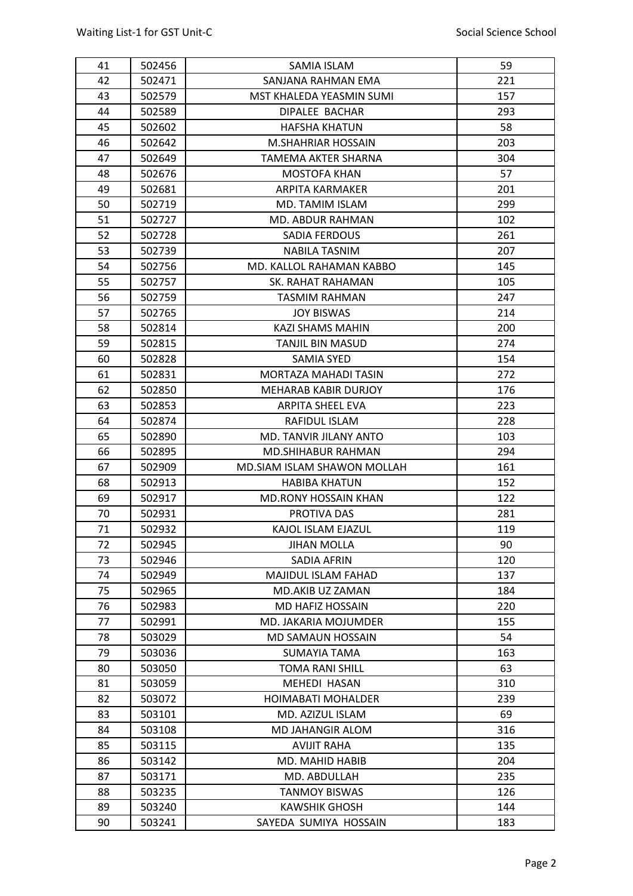| 41 | 502456 | SAMIA ISLAM | 59 |
|---|---|---|---|
| 42 | 502471 | SANJANA RAHMAN EMA | 221 |
| 43 | 502579 | MST KHALEDA YEASMIN SUMI | 157 |
| 44 | 502589 | DIPALEE BACHAR | 293 |
| 45 | 502602 | HAFSHA KHATUN | 58 |
| 46 | 502642 | M.SHAHRIAR HOSSAIN | 203 |
| 47 | 502649 | TAMEMA AKTER SHARNA | 304 |
| 48 | 502676 | MOSTOFA KHAN | 57 |
| 49 | 502681 | ARPITA KARMAKER | 201 |
| 50 | 502719 | MD. TAMIM ISLAM | 299 |
| 51 | 502727 | MD. ABDUR RAHMAN | 102 |
| 52 | 502728 | SADIA FERDOUS | 261 |
| 53 | 502739 | NABILA TASNIM | 207 |
| 54 | 502756 | MD. KALLOL RAHAMAN KABBO | 145 |
| 55 | 502757 | SK. RAHAT RAHAMAN | 105 |
| 56 | 502759 | TASMIM RAHMAN | 247 |
| 57 | 502765 | JOY BISWAS | 214 |
| 58 | 502814 | KAZI SHAMS MAHIN | 200 |
| 59 | 502815 | TANJIL BIN MASUD | 274 |
| 60 | 502828 | SAMIA SYED | 154 |
| 61 | 502831 | MORTAZA MAHADI TASIN | 272 |
| 62 | 502850 | MEHARAB KABIR DURJOY | 176 |
| 63 | 502853 | ARPITA SHEEL EVA | 223 |
| 64 | 502874 | RAFIDUL ISLAM | 228 |
| 65 | 502890 | MD. TANVIR JILANY ANTO | 103 |
| 66 | 502895 | MD.SHIHABUR RAHMAN | 294 |
| 67 | 502909 | MD.SIAM ISLAM SHAWON MOLLAH | 161 |
| 68 | 502913 | HABIBA KHATUN | 152 |
| 69 | 502917 | MD.RONY HOSSAIN KHAN | 122 |
| 70 | 502931 | PROTIVA DAS | 281 |
| 71 | 502932 | KAJOL ISLAM EJAZUL | 119 |
| 72 | 502945 | JIHAN MOLLA | 90 |
| 73 | 502946 | SADIA AFRIN | 120 |
| 74 | 502949 | MAJIDUL ISLAM FAHAD | 137 |
| 75 | 502965 | MD.AKIB UZ ZAMAN | 184 |
| 76 | 502983 | MD HAFIZ HOSSAIN | 220 |
| 77 | 502991 | MD. JAKARIA MOJUMDER | 155 |
| 78 | 503029 | MD SAMAUN HOSSAIN | 54 |
| 79 | 503036 | SUMAYIA TAMA | 163 |
| 80 | 503050 | TOMA RANI SHILL | 63 |
| 81 | 503059 | MEHEDI HASAN | 310 |
| 82 | 503072 | HOIMABATI MOHALDER | 239 |
| 83 | 503101 | MD. AZIZUL ISLAM | 69 |
| 84 | 503108 | MD JAHANGIR ALOM | 316 |
| 85 | 503115 | AVIJIT RAHA | 135 |
| 86 | 503142 | MD. MAHID HABIB | 204 |
| 87 | 503171 | MD. ABDULLAH | 235 |
| 88 | 503235 | TANMOY BISWAS | 126 |
| 89 | 503240 | KAWSHIK GHOSH | 144 |
| 90 | 503241 | SAYEDA SUMIYA HOSSAIN | 183 |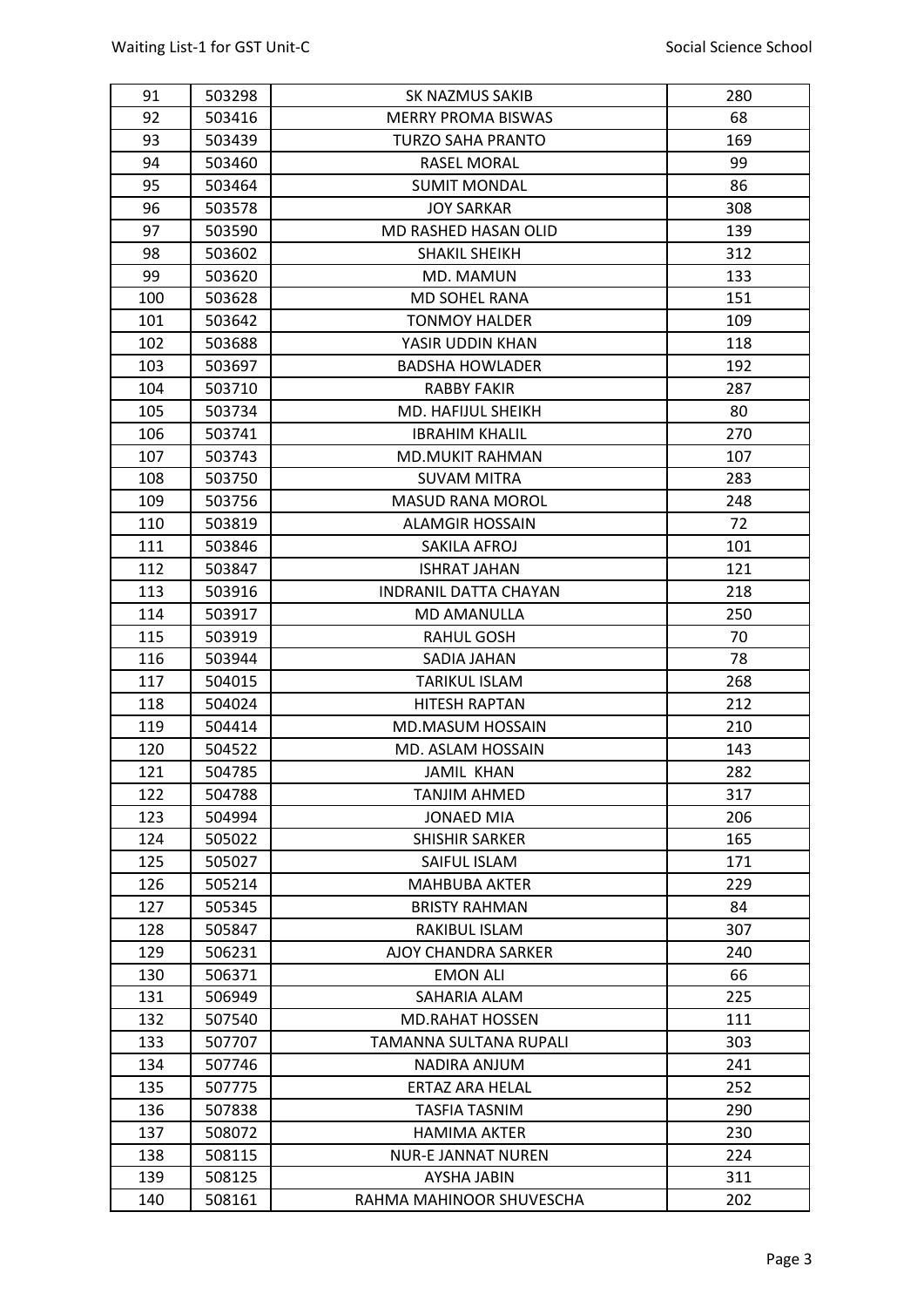| 91 | 503298 | SK NAZMUS SAKIB | 280 |
|---|---|---|---|
| 92 | 503416 | MERRY PROMA BISWAS | 68 |
| 93 | 503439 | TURZO SAHA PRANTO | 169 |
| 94 | 503460 | RASEL MORAL | 99 |
| 95 | 503464 | SUMIT MONDAL | 86 |
| 96 | 503578 | JOY SARKAR | 308 |
| 97 | 503590 | MD RASHED HASAN OLID | 139 |
| 98 | 503602 | SHAKIL SHEIKH | 312 |
| 99 | 503620 | MD. MAMUN | 133 |
| 100 | 503628 | MD SOHEL RANA | 151 |
| 101 | 503642 | TONMOY HALDER | 109 |
| 102 | 503688 | YASIR UDDIN KHAN | 118 |
| 103 | 503697 | BADSHA HOWLADER | 192 |
| 104 | 503710 | RABBY FAKIR | 287 |
| 105 | 503734 | MD. HAFIJUL SHEIKH | 80 |
| 106 | 503741 | IBRAHIM KHALIL | 270 |
| 107 | 503743 | MD.MUKIT RAHMAN | 107 |
| 108 | 503750 | SUVAM MITRA | 283 |
| 109 | 503756 | MASUD RANA MOROL | 248 |
| 110 | 503819 | ALAMGIR HOSSAIN | 72 |
| 111 | 503846 | SAKILA AFROJ | 101 |
| 112 | 503847 | ISHRAT JAHAN | 121 |
| 113 | 503916 | INDRANIL DATTA CHAYAN | 218 |
| 114 | 503917 | MD AMANULLA | 250 |
| 115 | 503919 | RAHUL GOSH | 70 |
| 116 | 503944 | SADIA JAHAN | 78 |
| 117 | 504015 | TARIKUL ISLAM | 268 |
| 118 | 504024 | HITESH RAPTAN | 212 |
| 119 | 504414 | MD.MASUM HOSSAIN | 210 |
| 120 | 504522 | MD. ASLAM HOSSAIN | 143 |
| 121 | 504785 | JAMIL KHAN | 282 |
| 122 | 504788 | TANJIM AHMED | 317 |
| 123 | 504994 | JONAED MIA | 206 |
| 124 | 505022 | SHISHIR SARKER | 165 |
| 125 | 505027 | SAIFUL ISLAM | 171 |
| 126 | 505214 | MAHBUBA AKTER | 229 |
| 127 | 505345 | BRISTY RAHMAN | 84 |
| 128 | 505847 | RAKIBUL ISLAM | 307 |
| 129 | 506231 | AJOY CHANDRA SARKER | 240 |
| 130 | 506371 | EMON ALI | 66 |
| 131 | 506949 | SAHARIA ALAM | 225 |
| 132 | 507540 | MD.RAHAT HOSSEN | 111 |
| 133 | 507707 | TAMANNA SULTANA RUPALI | 303 |
| 134 | 507746 | NADIRA ANJUM | 241 |
| 135 | 507775 | ERTAZ ARA HELAL | 252 |
| 136 | 507838 | TASFIA TASNIM | 290 |
| 137 | 508072 | HAMIMA AKTER | 230 |
| 138 | 508115 | NUR-E JANNAT NUREN | 224 |
| 139 | 508125 | AYSHA JABIN | 311 |
| 140 | 508161 | RAHMA MAHINOOR SHUVESCHA | 202 |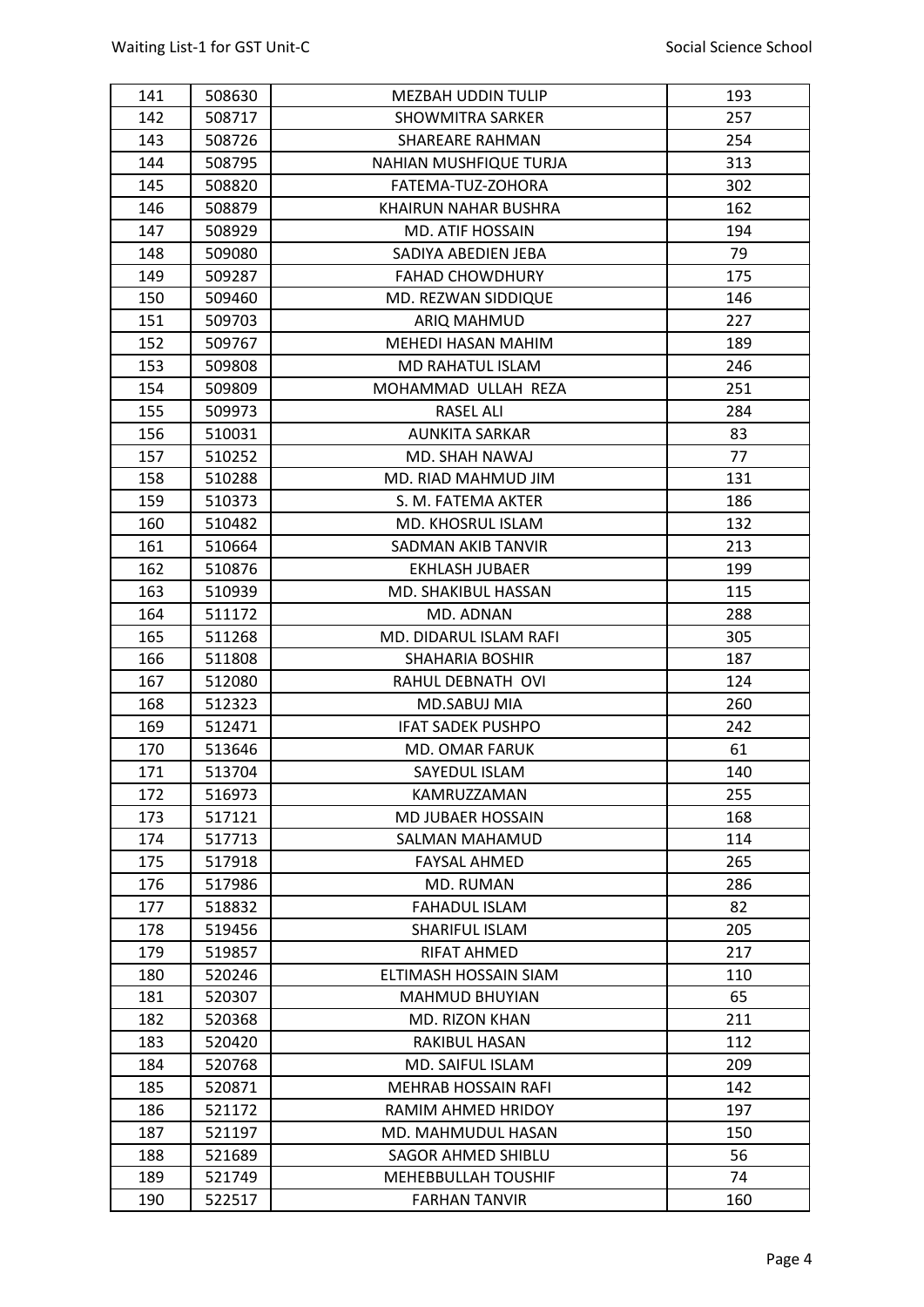| 141 | 508630 | MEZBAH UDDIN TULIP | 193 |
|---|---|---|---|
| 142 | 508717 | SHOWMITRA SARKER | 257 |
| 143 | 508726 | SHAREARE RAHMAN | 254 |
| 144 | 508795 | NAHIAN MUSHFIQUE TURJA | 313 |
| 145 | 508820 | FATEMA-TUZ-ZOHORA | 302 |
| 146 | 508879 | KHAIRUN NAHAR BUSHRA | 162 |
| 147 | 508929 | MD. ATIF HOSSAIN | 194 |
| 148 | 509080 | SADIYA ABEDIEN JEBA | 79 |
| 149 | 509287 | FAHAD CHOWDHURY | 175 |
| 150 | 509460 | MD. REZWAN SIDDIQUE | 146 |
| 151 | 509703 | ARIQ MAHMUD | 227 |
| 152 | 509767 | MEHEDI HASAN MAHIM | 189 |
| 153 | 509808 | MD RAHATUL ISLAM | 246 |
| 154 | 509809 | MOHAMMAD ULLAH REZA | 251 |
| 155 | 509973 | RASEL ALI | 284 |
| 156 | 510031 | AUNKITA SARKAR | 83 |
| 157 | 510252 | MD. SHAH NAWAJ | 77 |
| 158 | 510288 | MD. RIAD MAHMUD JIM | 131 |
| 159 | 510373 | S. M. FATEMA AKTER | 186 |
| 160 | 510482 | MD. KHOSRUL ISLAM | 132 |
| 161 | 510664 | SADMAN AKIB TANVIR | 213 |
| 162 | 510876 | EKHLASH JUBAER | 199 |
| 163 | 510939 | MD. SHAKIBUL HASSAN | 115 |
| 164 | 511172 | MD. ADNAN | 288 |
| 165 | 511268 | MD. DIDARUL ISLAM RAFI | 305 |
| 166 | 511808 | SHAHARIA BOSHIR | 187 |
| 167 | 512080 | RAHUL DEBNATH OVI | 124 |
| 168 | 512323 | MD.SABUJ MIA | 260 |
| 169 | 512471 | IFAT SADEK PUSHPO | 242 |
| 170 | 513646 | MD. OMAR FARUK | 61 |
| 171 | 513704 | SAYEDUL ISLAM | 140 |
| 172 | 516973 | KAMRUZZAMAN | 255 |
| 173 | 517121 | MD JUBAER HOSSAIN | 168 |
| 174 | 517713 | SALMAN MAHAMUD | 114 |
| 175 | 517918 | FAYSAL AHMED | 265 |
| 176 | 517986 | MD. RUMAN | 286 |
| 177 | 518832 | FAHADUL ISLAM | 82 |
| 178 | 519456 | SHARIFUL ISLAM | 205 |
| 179 | 519857 | RIFAT AHMED | 217 |
| 180 | 520246 | ELTIMASH HOSSAIN SIAM | 110 |
| 181 | 520307 | MAHMUD BHUYIAN | 65 |
| 182 | 520368 | MD. RIZON KHAN | 211 |
| 183 | 520420 | RAKIBUL HASAN | 112 |
| 184 | 520768 | MD. SAIFUL ISLAM | 209 |
| 185 | 520871 | MEHRAB HOSSAIN RAFI | 142 |
| 186 | 521172 | RAMIM AHMED HRIDOY | 197 |
| 187 | 521197 | MD. MAHMUDUL HASAN | 150 |
| 188 | 521689 | SAGOR AHMED SHIBLU | 56 |
| 189 | 521749 | MEHEBBULLAH TOUSHIF | 74 |
| 190 | 522517 | FARHAN TANVIR | 160 |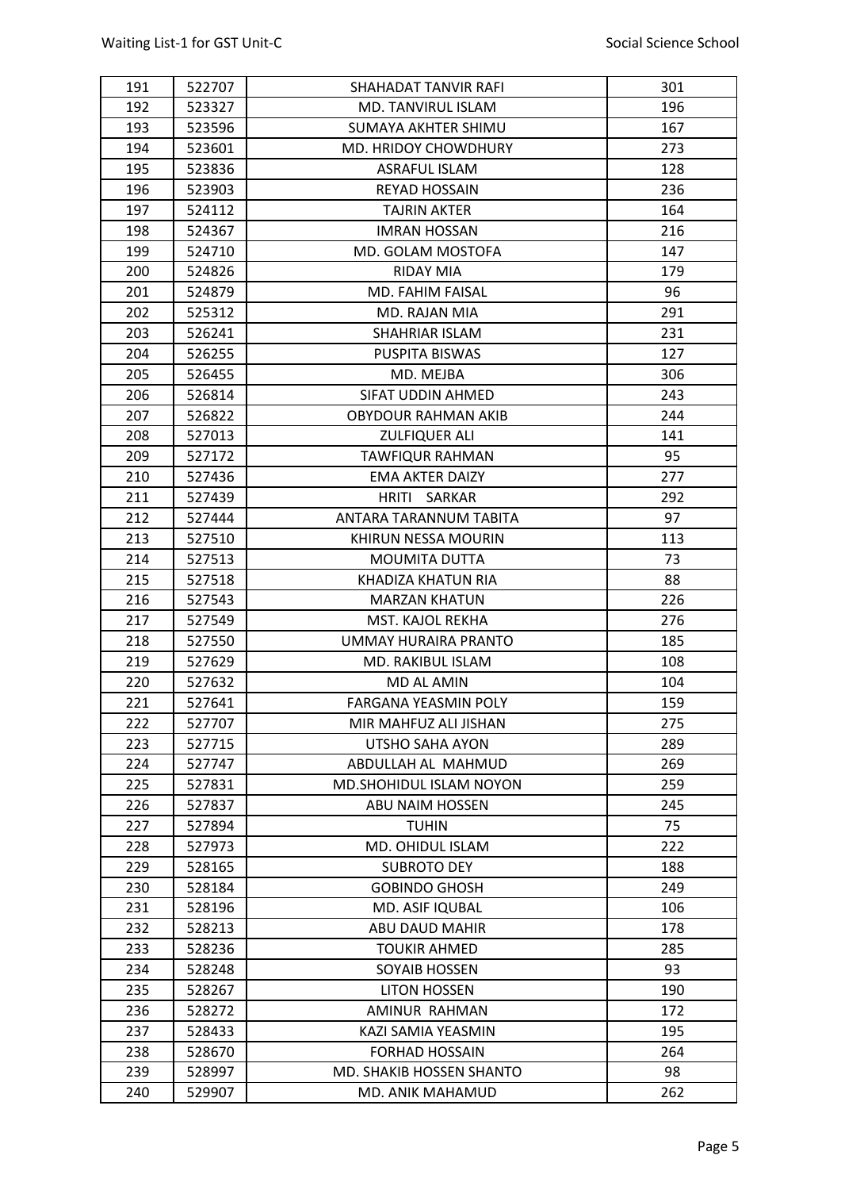| 191 | 522707 | SHAHADAT TANVIR RAFI | 301 |
|---|---|---|---|
| 192 | 523327 | MD. TANVIRUL ISLAM | 196 |
| 193 | 523596 | SUMAYA AKHTER SHIMU | 167 |
| 194 | 523601 | MD. HRIDOY CHOWDHURY | 273 |
| 195 | 523836 | ASRAFUL ISLAM | 128 |
| 196 | 523903 | REYAD HOSSAIN | 236 |
| 197 | 524112 | TAJRIN AKTER | 164 |
| 198 | 524367 | IMRAN HOSSAN | 216 |
| 199 | 524710 | MD. GOLAM MOSTOFA | 147 |
| 200 | 524826 | RIDAY MIA | 179 |
| 201 | 524879 | MD. FAHIM FAISAL | 96 |
| 202 | 525312 | MD. RAJAN MIA | 291 |
| 203 | 526241 | SHAHRIAR ISLAM | 231 |
| 204 | 526255 | PUSPITA BISWAS | 127 |
| 205 | 526455 | MD. MEJBA | 306 |
| 206 | 526814 | SIFAT UDDIN AHMED | 243 |
| 207 | 526822 | OBYDOUR RAHMAN AKIB | 244 |
| 208 | 527013 | ZULFIQUER ALI | 141 |
| 209 | 527172 | TAWFIQUR RAHMAN | 95 |
| 210 | 527436 | EMA AKTER DAIZY | 277 |
| 211 | 527439 | HRITI SARKAR | 292 |
| 212 | 527444 | ANTARA TARANNUM TABITA | 97 |
| 213 | 527510 | KHIRUN NESSA MOURIN | 113 |
| 214 | 527513 | MOUMITA DUTTA | 73 |
| 215 | 527518 | KHADIZA KHATUN RIA | 88 |
| 216 | 527543 | MARZAN KHATUN | 226 |
| 217 | 527549 | MST. KAJOL REKHA | 276 |
| 218 | 527550 | UMMAY HURAIRA PRANTO | 185 |
| 219 | 527629 | MD. RAKIBUL ISLAM | 108 |
| 220 | 527632 | MD AL AMIN | 104 |
| 221 | 527641 | FARGANA YEASMIN POLY | 159 |
| 222 | 527707 | MIR MAHFUZ ALI JISHAN | 275 |
| 223 | 527715 | UTSHO SAHA AYON | 289 |
| 224 | 527747 | ABDULLAH AL MAHMUD | 269 |
| 225 | 527831 | MD.SHOHIDUL ISLAM NOYON | 259 |
| 226 | 527837 | ABU NAIM HOSSEN | 245 |
| 227 | 527894 | TUHIN | 75 |
| 228 | 527973 | MD. OHIDUL ISLAM | 222 |
| 229 | 528165 | SUBROTO DEY | 188 |
| 230 | 528184 | GOBINDO GHOSH | 249 |
| 231 | 528196 | MD. ASIF IQUBAL | 106 |
| 232 | 528213 | ABU DAUD MAHIR | 178 |
| 233 | 528236 | TOUKIR AHMED | 285 |
| 234 | 528248 | SOYAIB HOSSEN | 93 |
| 235 | 528267 | LITON HOSSEN | 190 |
| 236 | 528272 | AMINUR RAHMAN | 172 |
| 237 | 528433 | KAZI SAMIA YEASMIN | 195 |
| 238 | 528670 | FORHAD HOSSAIN | 264 |
| 239 | 528997 | MD. SHAKIB HOSSEN SHANTO | 98 |
| 240 | 529907 | MD. ANIK MAHAMUD | 262 |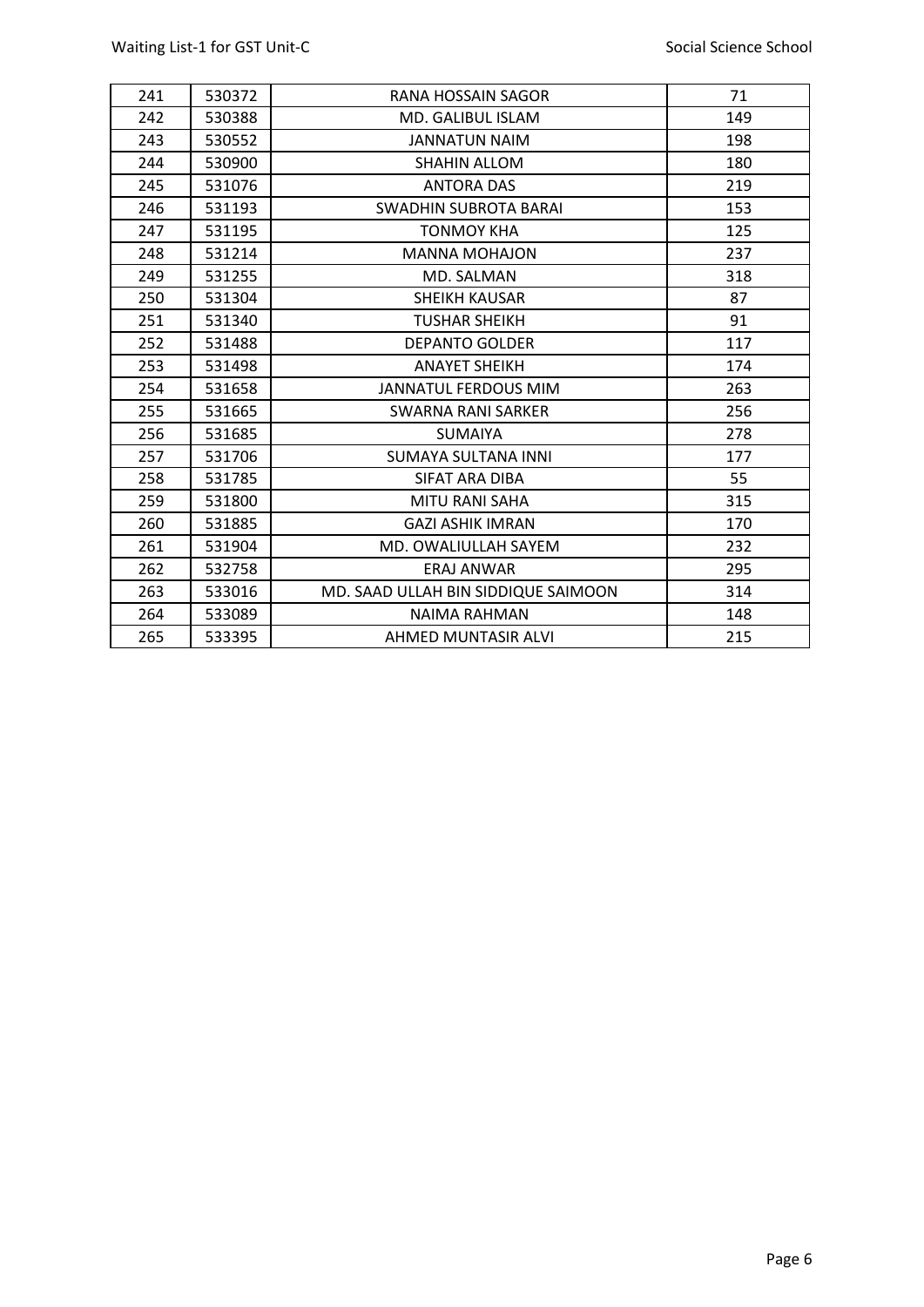| | | | |
|---|---|---|---|
| 241 | 530372 | RANA HOSSAIN SAGOR | 71 |
| 242 | 530388 | MD. GALIBUL ISLAM | 149 |
| 243 | 530552 | JANNATUN NAIM | 198 |
| 244 | 530900 | SHAHIN ALLOM | 180 |
| 245 | 531076 | ANTORA DAS | 219 |
| 246 | 531193 | SWADHIN SUBROTA BARAI | 153 |
| 247 | 531195 | TONMOY KHA | 125 |
| 248 | 531214 | MANNA MOHAJON | 237 |
| 249 | 531255 | MD. SALMAN | 318 |
| 250 | 531304 | SHEIKH KAUSAR | 87 |
| 251 | 531340 | TUSHAR SHEIKH | 91 |
| 252 | 531488 | DEPANTO GOLDER | 117 |
| 253 | 531498 | ANAYET SHEIKH | 174 |
| 254 | 531658 | JANNATUL FERDOUS MIM | 263 |
| 255 | 531665 | SWARNA RANI SARKER | 256 |
| 256 | 531685 | SUMAIYA | 278 |
| 257 | 531706 | SUMAYA SULTANA INNI | 177 |
| 258 | 531785 | SIFAT ARA DIBA | 55 |
| 259 | 531800 | MITU RANI SAHA | 315 |
| 260 | 531885 | GAZI ASHIK IMRAN | 170 |
| 261 | 531904 | MD. OWALIULLAH SAYEM | 232 |
| 262 | 532758 | ERAJ ANWAR | 295 |
| 263 | 533016 | MD. SAAD ULLAH BIN SIDDIQUE SAIMOON | 314 |
| 264 | 533089 | NAIMA RAHMAN | 148 |
| 265 | 533395 | AHMED MUNTASIR ALVI | 215 |